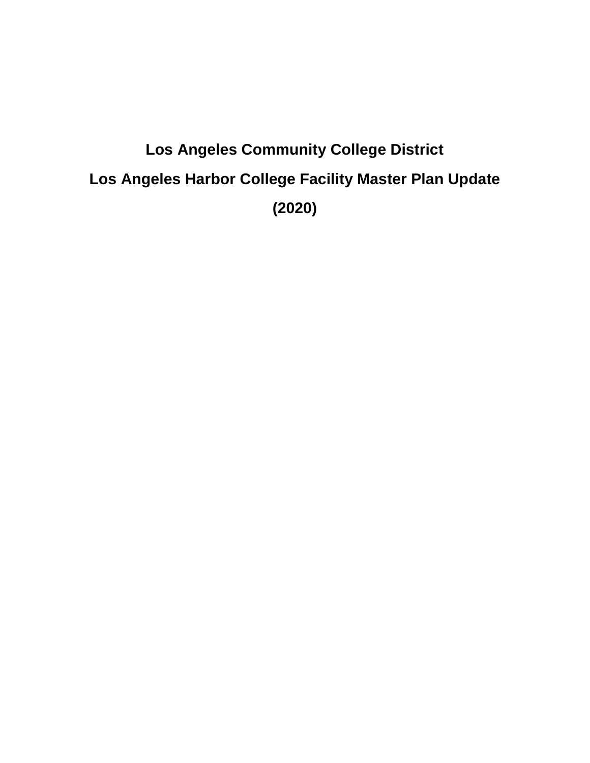# Los Angeles Community College District

# Los Angeles Harbor College Facility Master Plan Update

# (2020)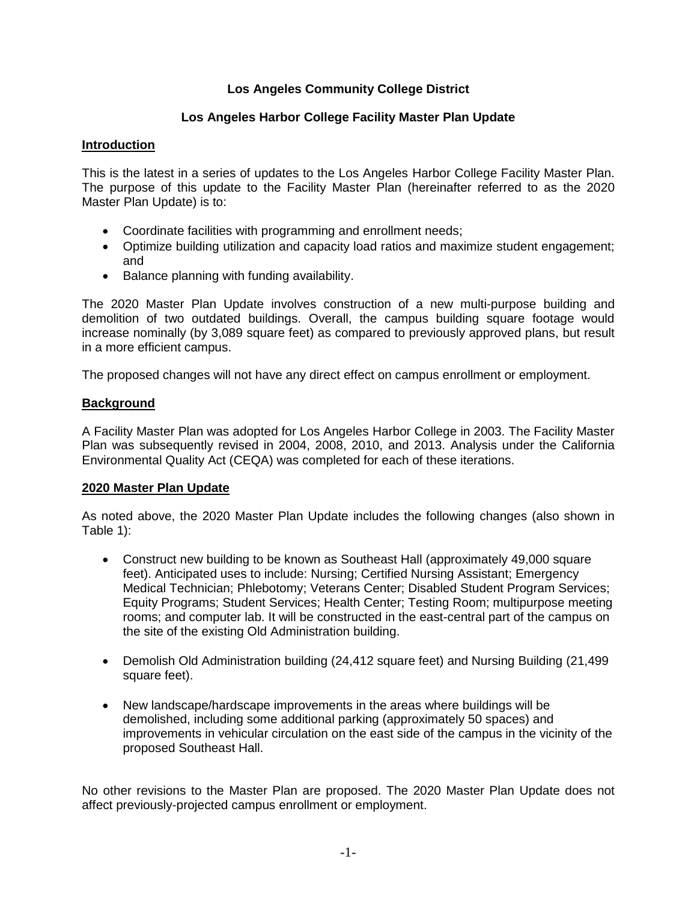**Los Angeles Community College District**

**Los Angeles Harbor College Facility Master Plan Update**

## Introduction

This is the latest in a series of updates to the Los Angeles Harbor College Facility Master Plan. The purpose of this update to the Facility Master Plan (hereinafter referred to as the 2020 Master Plan Update) is to:

- Coordinate facilities with programming and enrollment needs;
- Optimize building utilization and capacity load ratios and maximize student engagement; and
- Balance planning with funding availability.

The 2020 Master Plan Update involves construction of a new multi-purpose building and demolition of two outdated buildings. Overall, the campus building square footage would increase nominally (by 3,089 square feet) as compared to previously approved plans, but result in a more efficient campus.

The proposed changes will not have any direct effect on campus enrollment or employment.

## Background

A Facility Master Plan was adopted for Los Angeles Harbor College in 2003. The Facility Master Plan was subsequently revised in 2004, 2008, 2010, and 2013. Analysis under the California Environmental Quality Act (CEQA) was completed for each of these iterations.

## 2020 Master Plan Update

As noted above, the 2020 Master Plan Update includes the following changes (also shown in Table 1):

- Construct new building to be known as Southeast Hall (approximately 49,000 square feet). Anticipated uses to include: Nursing; Certified Nursing Assistant; Emergency Medical Technician; Phlebotomy; Veterans Center; Disabled Student Program Services; Equity Programs; Student Services; Health Center; Testing Room; multipurpose meeting rooms; and computer lab. It will be constructed in the east-central part of the campus on the site of the existing Old Administration building.

- Demolish Old Administration building (24,412 square feet) and Nursing Building (21,499 square feet).

- New landscape/hardscape improvements in the areas where buildings will be demolished, including some additional parking (approximately 50 spaces) and improvements in vehicular circulation on the east side of the campus in the vicinity of the proposed Southeast Hall.

No other revisions to the Master Plan are proposed. The 2020 Master Plan Update does not affect previously-projected campus enrollment or employment.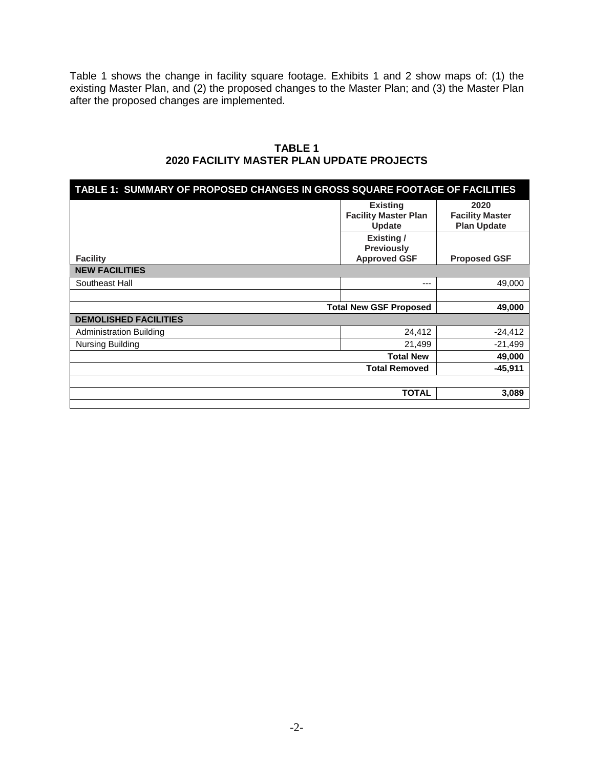Table 1 shows the change in facility square footage. Exhibits 1 and 2 show maps of: (1) the existing Master Plan, and (2) the proposed changes to the Master Plan; and (3) the Master Plan after the proposed changes are implemented.

**TABLE 1**
**2020 FACILITY MASTER PLAN UPDATE PROJECTS**

| TABLE 1: SUMMARY OF PROPOSED CHANGES IN GROSS SQUARE FOOTAGE OF FACILITIES | | |
|---|---|---|
| | **Existing Facility Master Plan Update** | **2020 Facility Master Plan Update** |
| **Facility** | **Existing / Previously Approved GSF** | **Proposed GSF** |
| **NEW FACILITIES** | | |
| Southeast Hall | --- | 49,000 |
| | | |
| | **Total New GSF Proposed** | **49,000** |
| **DEMOLISHED FACILITIES** | | |
| Administration Building | 24,412 | -24,412 |
| Nursing Building | 21,499 | -21,499 |
| | **Total New** | **49,000** |
| | **Total Removed** | **-45,911** |
| | | |
| | **TOTAL** | **3,089** |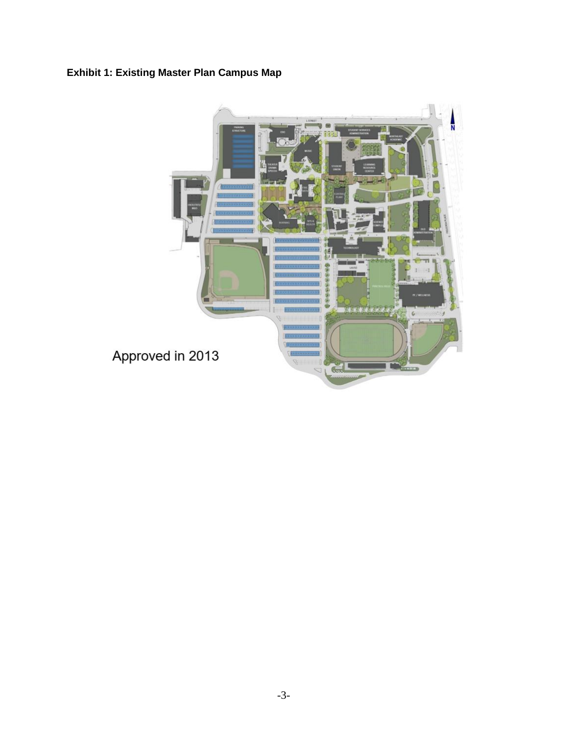**Exhibit 1: Existing Master Plan Campus Map**

Approved in 2013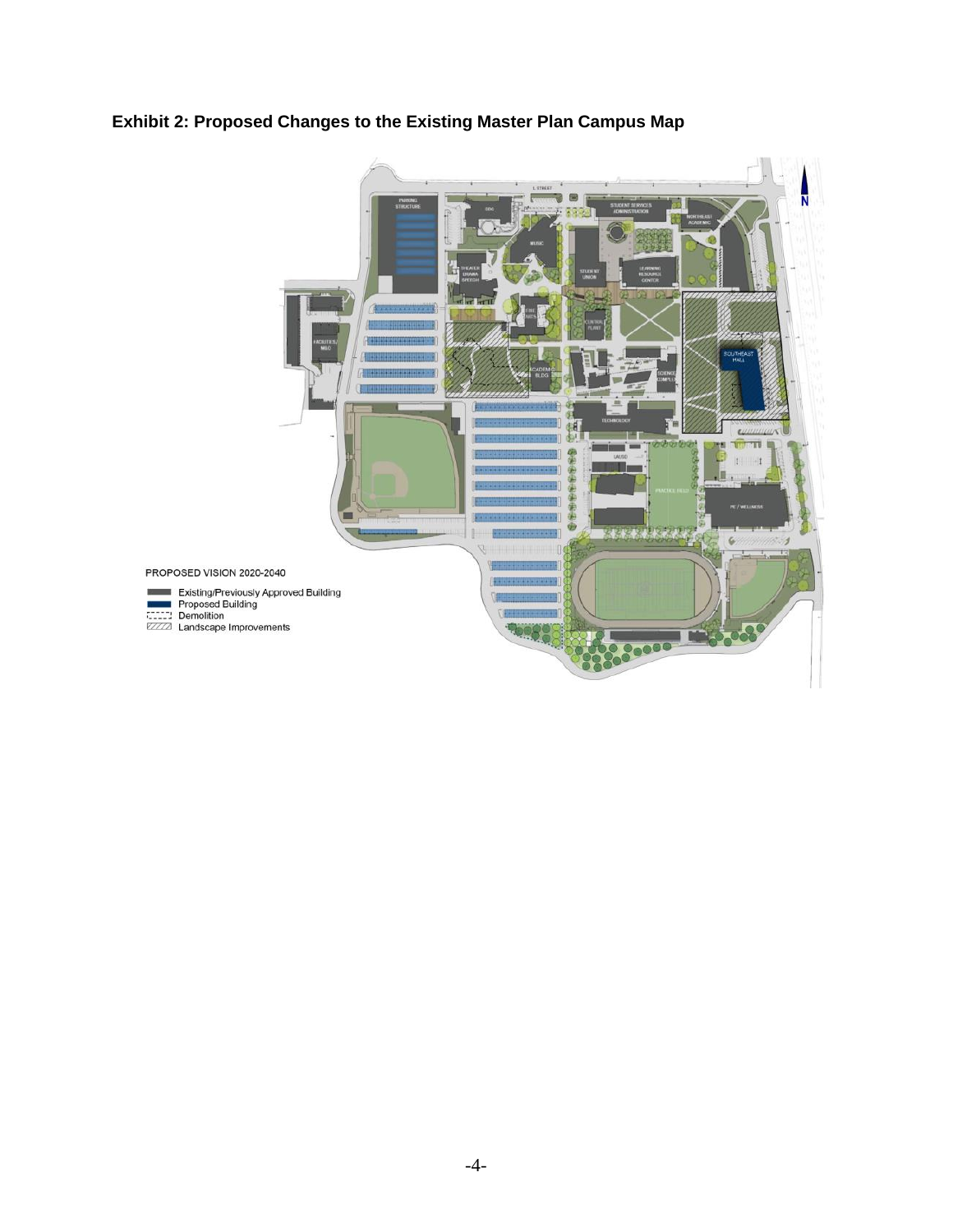**Exhibit 2: Proposed Changes to the Existing Master Plan Campus Map**

PROPOSED VISION 2020-2040

- Existing/Previously Approved Building
- Proposed Building
- Demolition
- Landscape Improvements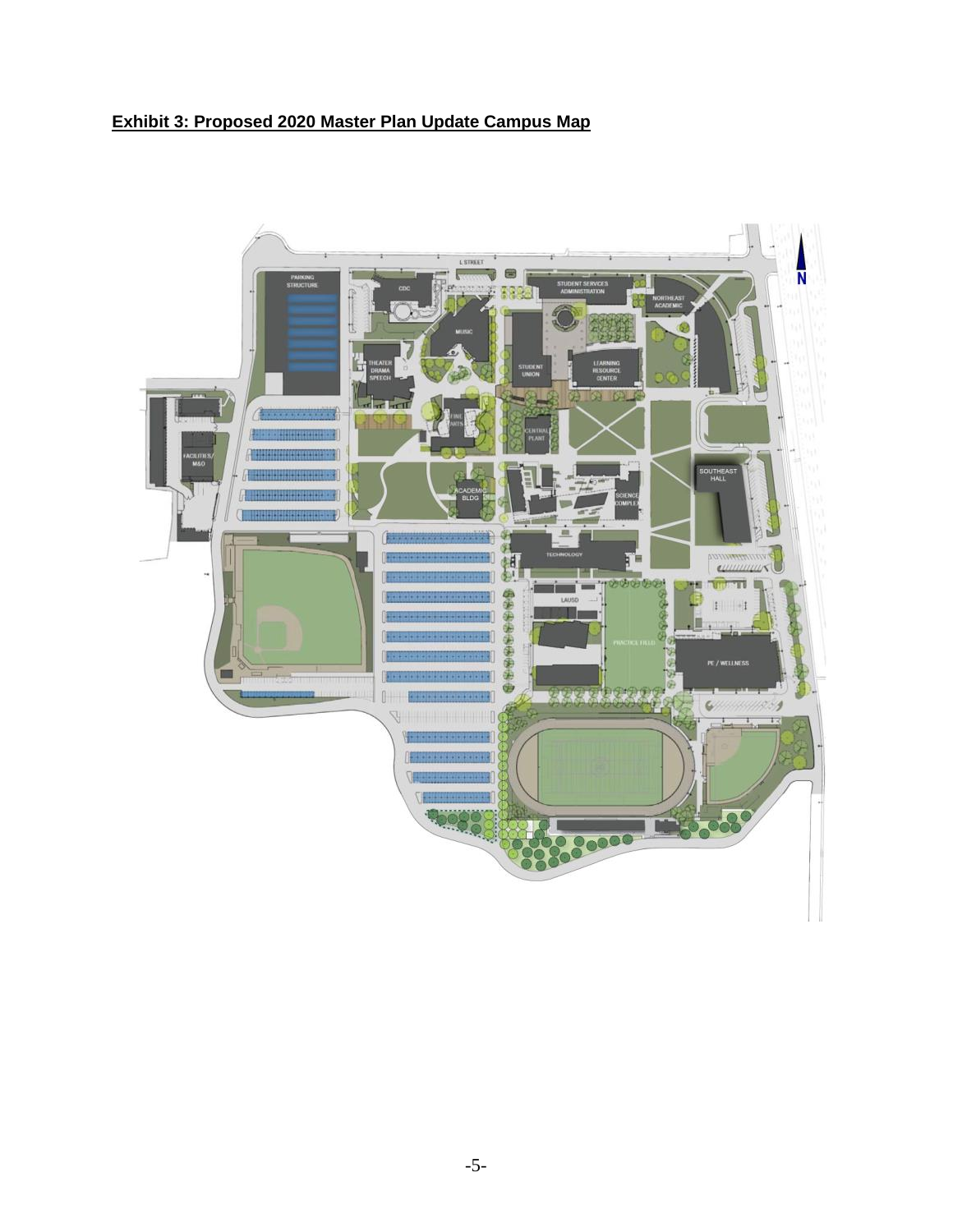**Exhibit 3: Proposed 2020 Master Plan Update Campus Map**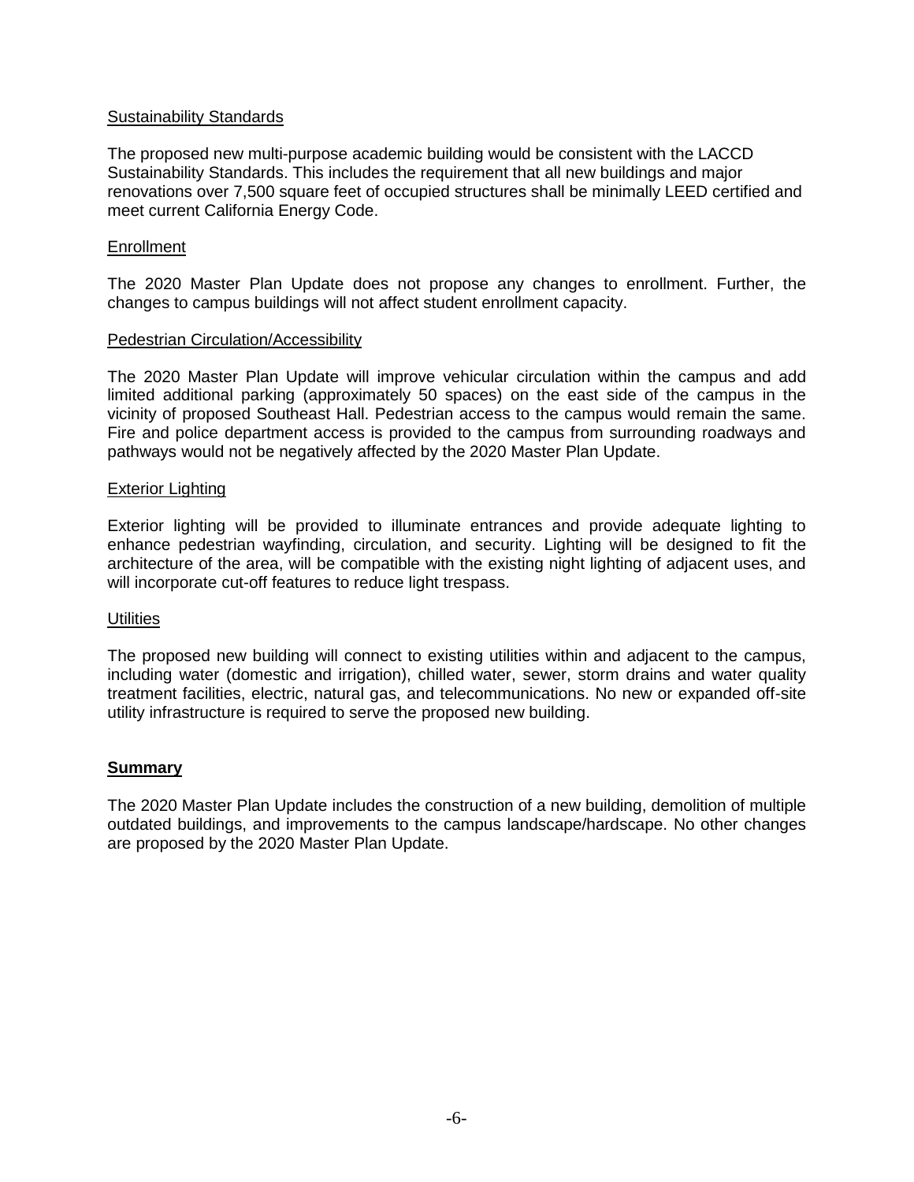Sustainability Standards

The proposed new multi-purpose academic building would be consistent with the LACCD Sustainability Standards. This includes the requirement that all new buildings and major renovations over 7,500 square feet of occupied structures shall be minimally LEED certified and meet current California Energy Code.

Enrollment

The 2020 Master Plan Update does not propose any changes to enrollment. Further, the changes to campus buildings will not affect student enrollment capacity.

Pedestrian Circulation/Accessibility

The 2020 Master Plan Update will improve vehicular circulation within the campus and add limited additional parking (approximately 50 spaces) on the east side of the campus in the vicinity of proposed Southeast Hall. Pedestrian access to the campus would remain the same. Fire and police department access is provided to the campus from surrounding roadways and pathways would not be negatively affected by the 2020 Master Plan Update.

Exterior Lighting

Exterior lighting will be provided to illuminate entrances and provide adequate lighting to enhance pedestrian wayfinding, circulation, and security. Lighting will be designed to fit the architecture of the area, will be compatible with the existing night lighting of adjacent uses, and will incorporate cut-off features to reduce light trespass.

Utilities

The proposed new building will connect to existing utilities within and adjacent to the campus, including water (domestic and irrigation), chilled water, sewer, storm drains and water quality treatment facilities, electric, natural gas, and telecommunications. No new or expanded off-site utility infrastructure is required to serve the proposed new building.

**Summary**

The 2020 Master Plan Update includes the construction of a new building, demolition of multiple outdated buildings, and improvements to the campus landscape/hardscape. No other changes are proposed by the 2020 Master Plan Update.